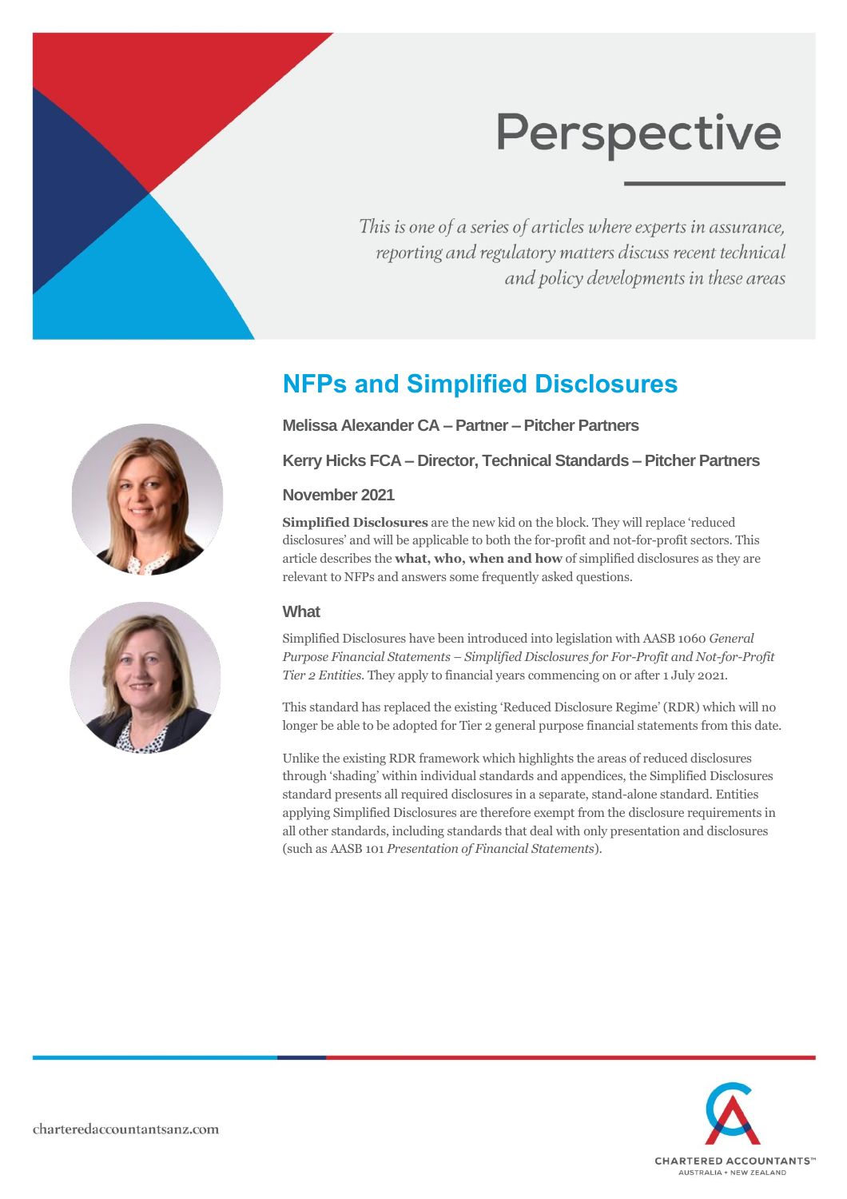# Perspective

*This is one of a series of articles where experts in assurance, reporting and regulatory matters discuss recent technical and policy developments in these areas*

## NFPs and Simplified Disclosures

**Melissa Alexander CA – Partner – Pitcher Partners**

**Kerry Hicks FCA – Director, Technical Standards – Pitcher Partners**

**November 2021**

**Simplified Disclosures** are the new kid on the block. They will replace 'reduced disclosures' and will be applicable to both the for-profit and not-for-profit sectors. This article describes the **what, who, when and how** of simplified disclosures as they are relevant to NFPs and answers some frequently asked questions.

### What

Simplified Disclosures have been introduced into legislation with AASB 1060 *General Purpose Financial Statements – Simplified Disclosures for For-Profit and Not-for-Profit Tier 2 Entities*. They apply to financial years commencing on or after 1 July 2021.

This standard has replaced the existing 'Reduced Disclosure Regime' (RDR) which will no longer be able to be adopted for Tier 2 general purpose financial statements from this date.

Unlike the existing RDR framework which highlights the areas of reduced disclosures through 'shading' within individual standards and appendices, the Simplified Disclosures standard presents all required disclosures in a separate, stand-alone standard. Entities applying Simplified Disclosures are therefore exempt from the disclosure requirements in all other standards, including standards that deal with only presentation and disclosures (such as AASB 101 *Presentation of Financial Statements*).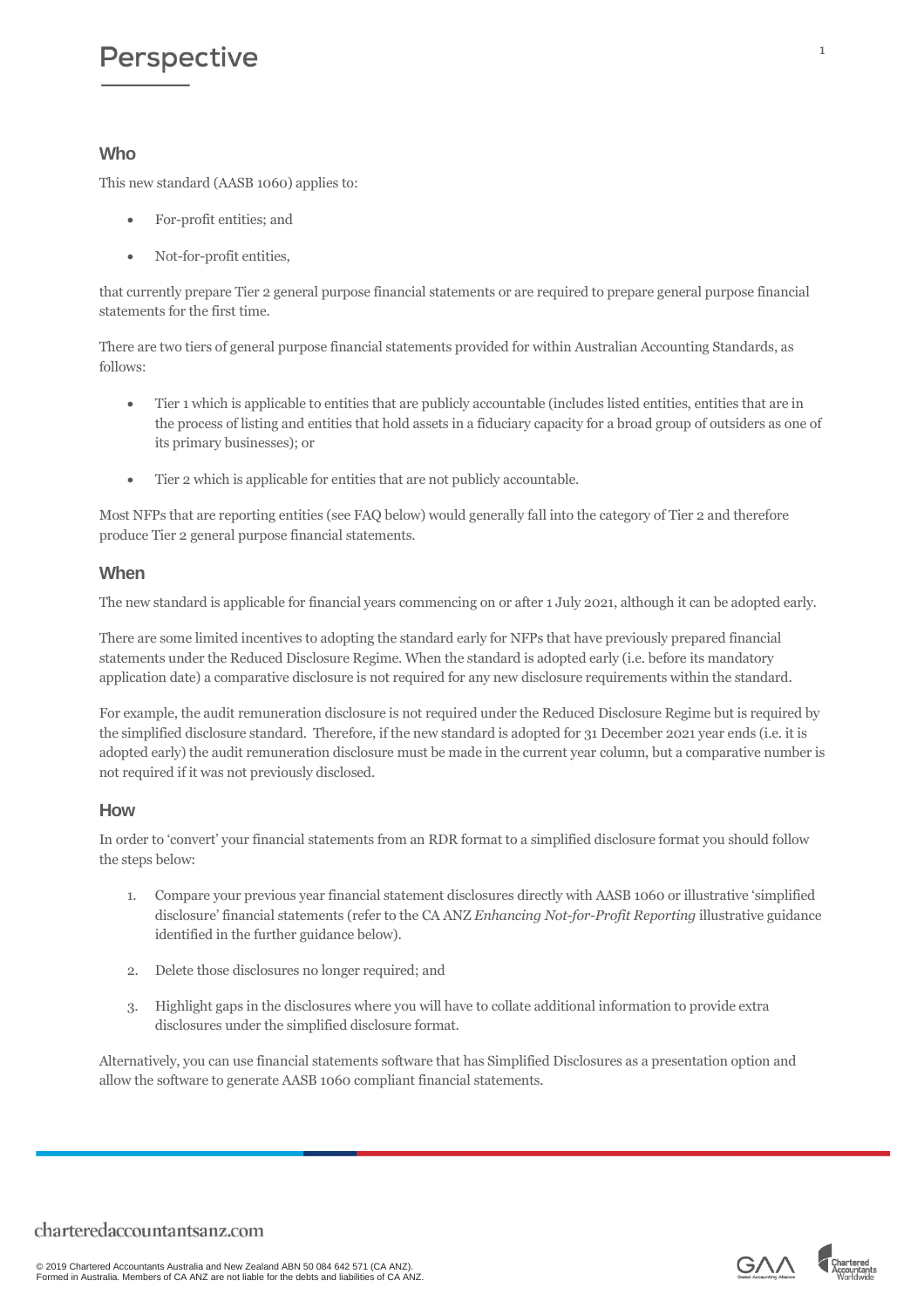## Who

This new standard (AASB 1060) applies to:

- For-profit entities; and
- Not-for-profit entities,

that currently prepare Tier 2 general purpose financial statements or are required to prepare general purpose financial statements for the first time.

There are two tiers of general purpose financial statements provided for within Australian Accounting Standards, as follows:

- Tier 1 which is applicable to entities that are publicly accountable (includes listed entities, entities that are in the process of listing and entities that hold assets in a fiduciary capacity for a broad group of outsiders as one of its primary businesses); or
- Tier 2 which is applicable for entities that are not publicly accountable.

Most NFPs that are reporting entities (see FAQ below) would generally fall into the category of Tier 2 and therefore produce Tier 2 general purpose financial statements.

## When

The new standard is applicable for financial years commencing on or after 1 July 2021, although it can be adopted early.

There are some limited incentives to adopting the standard early for NFPs that have previously prepared financial statements under the Reduced Disclosure Regime. When the standard is adopted early (i.e. before its mandatory application date) a comparative disclosure is not required for any new disclosure requirements within the standard.

For example, the audit remuneration disclosure is not required under the Reduced Disclosure Regime but is required by the simplified disclosure standard. Therefore, if the new standard is adopted for 31 December 2021 year ends (i.e. it is adopted early) the audit remuneration disclosure must be made in the current year column, but a comparative number is not required if it was not previously disclosed.

## How

In order to 'convert' your financial statements from an RDR format to a simplified disclosure format you should follow the steps below:

1. Compare your previous year financial statement disclosures directly with AASB 1060 or illustrative 'simplified disclosure' financial statements (refer to the CA ANZ *Enhancing Not-for-Profit Reporting* illustrative guidance identified in the further guidance below).
2. Delete those disclosures no longer required; and
3. Highlight gaps in the disclosures where you will have to collate additional information to provide extra disclosures under the simplified disclosure format.

Alternatively, you can use financial statements software that has Simplified Disclosures as a presentation option and allow the software to generate AASB 1060 compliant financial statements.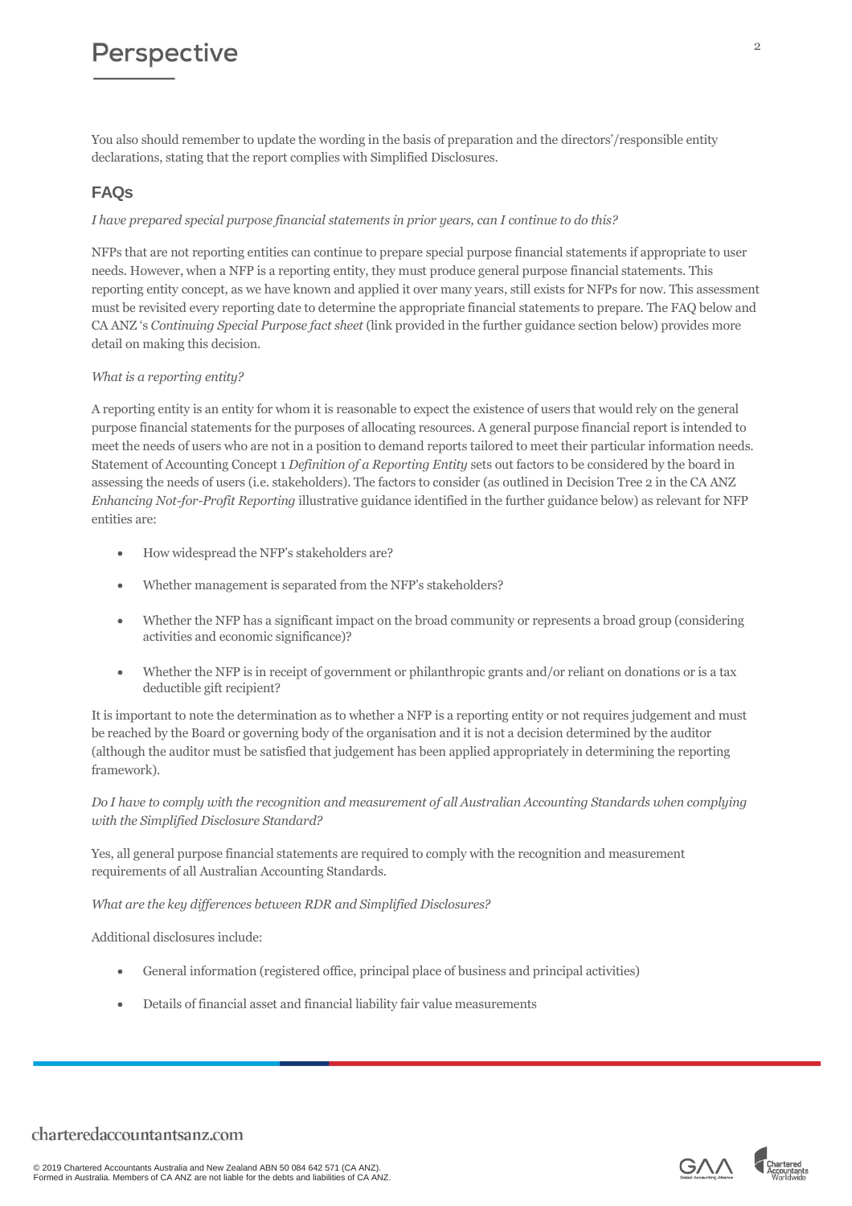You also should remember to update the wording in the basis of preparation and the directors'/responsible entity declarations, stating that the report complies with Simplified Disclosures.

## FAQs

*I have prepared special purpose financial statements in prior years, can I continue to do this?*

NFPs that are not reporting entities can continue to prepare special purpose financial statements if appropriate to user needs. However, when a NFP is a reporting entity, they must produce general purpose financial statements. This reporting entity concept, as we have known and applied it over many years, still exists for NFPs for now. This assessment must be revisited every reporting date to determine the appropriate financial statements to prepare. The FAQ below and CA ANZ 's *Continuing Special Purpose fact sheet* (link provided in the further guidance section below) provides more detail on making this decision.

*What is a reporting entity?*

A reporting entity is an entity for whom it is reasonable to expect the existence of users that would rely on the general purpose financial statements for the purposes of allocating resources. A general purpose financial report is intended to meet the needs of users who are not in a position to demand reports tailored to meet their particular information needs. Statement of Accounting Concept 1 *Definition of a Reporting Entity* sets out factors to be considered by the board in assessing the needs of users (i.e. stakeholders). The factors to consider (as outlined in Decision Tree 2 in the CA ANZ *Enhancing Not-for-Profit Reporting* illustrative guidance identified in the further guidance below) as relevant for NFP entities are:

- How widespread the NFP's stakeholders are?
- Whether management is separated from the NFP's stakeholders?
- Whether the NFP has a significant impact on the broad community or represents a broad group (considering activities and economic significance)?
- Whether the NFP is in receipt of government or philanthropic grants and/or reliant on donations or is a tax deductible gift recipient?

It is important to note the determination as to whether a NFP is a reporting entity or not requires judgement and must be reached by the Board or governing body of the organisation and it is not a decision determined by the auditor (although the auditor must be satisfied that judgement has been applied appropriately in determining the reporting framework).

*Do I have to comply with the recognition and measurement of all Australian Accounting Standards when complying with the Simplified Disclosure Standard?*

Yes, all general purpose financial statements are required to comply with the recognition and measurement requirements of all Australian Accounting Standards.

*What are the key differences between RDR and Simplified Disclosures?*

Additional disclosures include:

- General information (registered office, principal place of business and principal activities)
- Details of financial asset and financial liability fair value measurements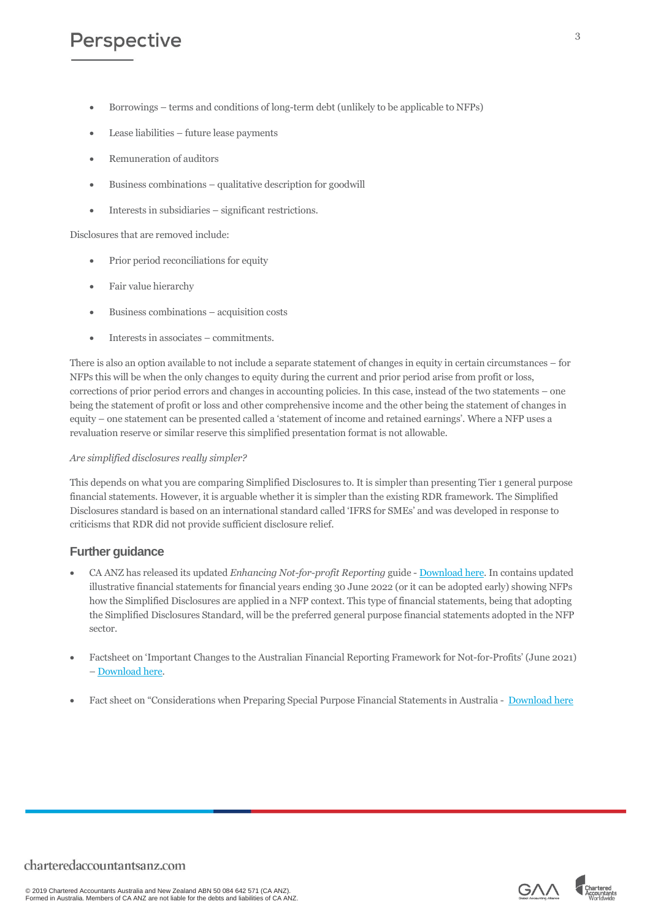- Borrowings – terms and conditions of long-term debt (unlikely to be applicable to NFPs)
- Lease liabilities – future lease payments
- Remuneration of auditors
- Business combinations – qualitative description for goodwill
- Interests in subsidiaries – significant restrictions.

Disclosures that are removed include:

- Prior period reconciliations for equity
- Fair value hierarchy
- Business combinations – acquisition costs
- Interests in associates – commitments.

There is also an option available to not include a separate statement of changes in equity in certain circumstances – for NFPs this will be when the only changes to equity during the current and prior period arise from profit or loss, corrections of prior period errors and changes in accounting policies. In this case, instead of the two statements – one being the statement of profit or loss and other comprehensive income and the other being the statement of changes in equity – one statement can be presented called a 'statement of income and retained earnings'. Where a NFP uses a revaluation reserve or similar reserve this simplified presentation format is not allowable.

*Are simplified disclosures really simpler?*

This depends on what you are comparing Simplified Disclosures to. It is simpler than presenting Tier 1 general purpose financial statements. However, it is arguable whether it is simpler than the existing RDR framework. The Simplified Disclosures standard is based on an international standard called 'IFRS for SMEs' and was developed in response to criticisms that RDR did not provide sufficient disclosure relief.

## Further guidance

- CA ANZ has released its updated *Enhancing Not-for-profit Reporting* guide - Download here. In contains updated illustrative financial statements for financial years ending 30 June 2022 (or it can be adopted early) showing NFPs how the Simplified Disclosures are applied in a NFP context. This type of financial statements, being that adopting the Simplified Disclosures Standard, will be the preferred general purpose financial statements adopted in the NFP sector.
- Factsheet on 'Important Changes to the Australian Financial Reporting Framework for Not-for-Profits' (June 2021) – Download here.
- Fact sheet on "Considerations when Preparing Special Purpose Financial Statements in Australia - Download here